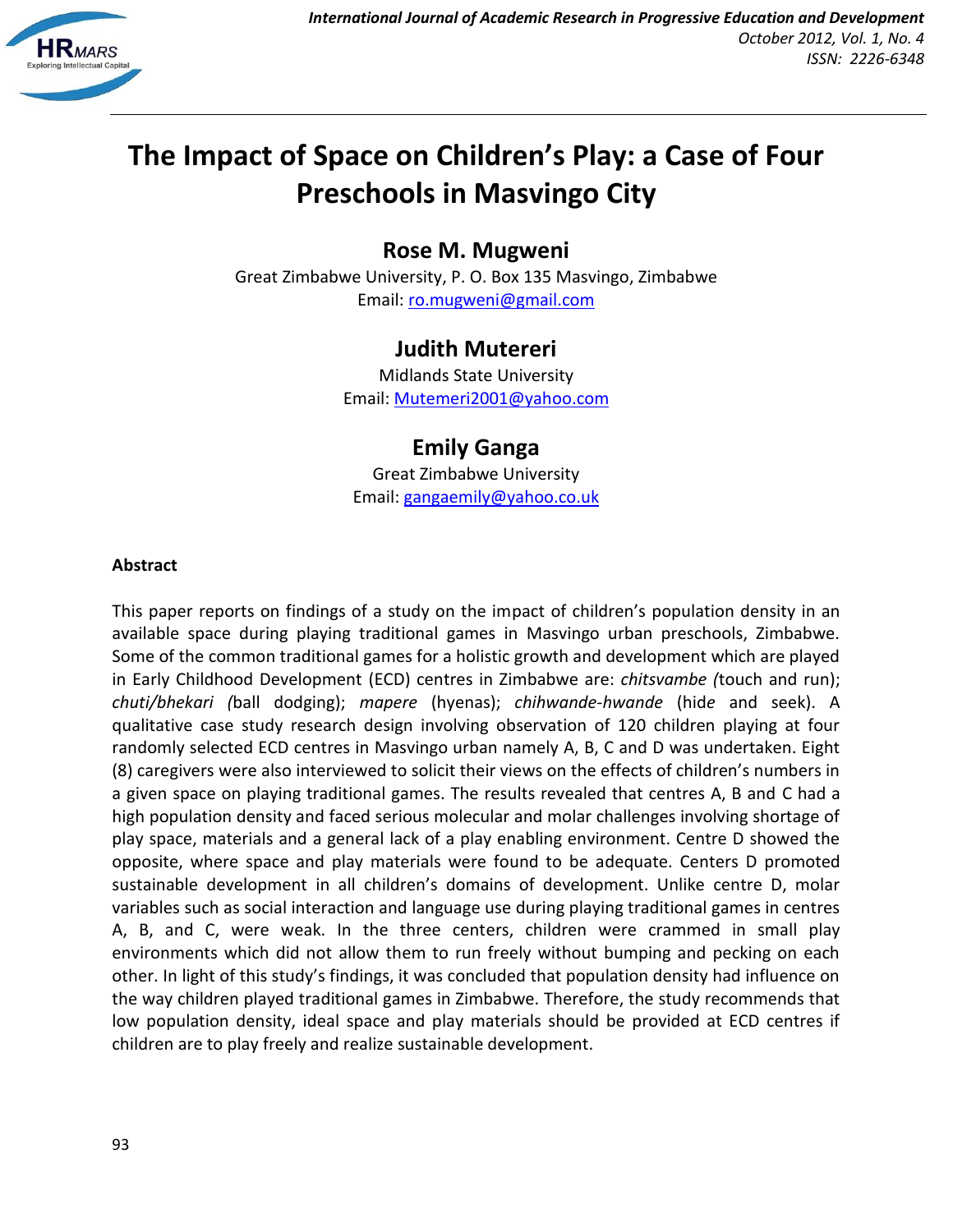# The Impact of Space on Children's Play: a Case of Four Preschools in Masvingo City

## Rose M. Mugweni

Great Zimbabwe University, P. O. Box 135 Masvingo, Zimbabwe
Email: ro.mugweni@gmail.com

## Judith Mutereri

Midlands State University
Email: Mutemeri2001@yahoo.com

## Emily Ganga

Great Zimbabwe University
Email: gangaemily@yahoo.co.uk

### Abstract

This paper reports on findings of a study on the impact of children's population density in an available space during playing traditional games in Masvingo urban preschools, Zimbabwe. Some of the common traditional games for a holistic growth and development which are played in Early Childhood Development (ECD) centres in Zimbabwe are: *chitsvambe (*touch and run); *chuti/bhekari (*ball dodging); *mapere* (hyenas); *chihwande-hwande* (hide and seek). A qualitative case study research design involving observation of 120 children playing at four randomly selected ECD centres in Masvingo urban namely A, B, C and D was undertaken. Eight (8) caregivers were also interviewed to solicit their views on the effects of children's numbers in a given space on playing traditional games. The results revealed that centres A, B and C had a high population density and faced serious molecular and molar challenges involving shortage of play space, materials and a general lack of a play enabling environment. Centre D showed the opposite, where space and play materials were found to be adequate. Centers D promoted sustainable development in all children's domains of development. Unlike centre D, molar variables such as social interaction and language use during playing traditional games in centres A, B, and C, were weak. In the three centers, children were crammed in small play environments which did not allow them to run freely without bumping and pecking on each other. In light of this study's findings, it was concluded that population density had influence on the way children played traditional games in Zimbabwe. Therefore, the study recommends that low population density, ideal space and play materials should be provided at ECD centres if children are to play freely and realize sustainable development.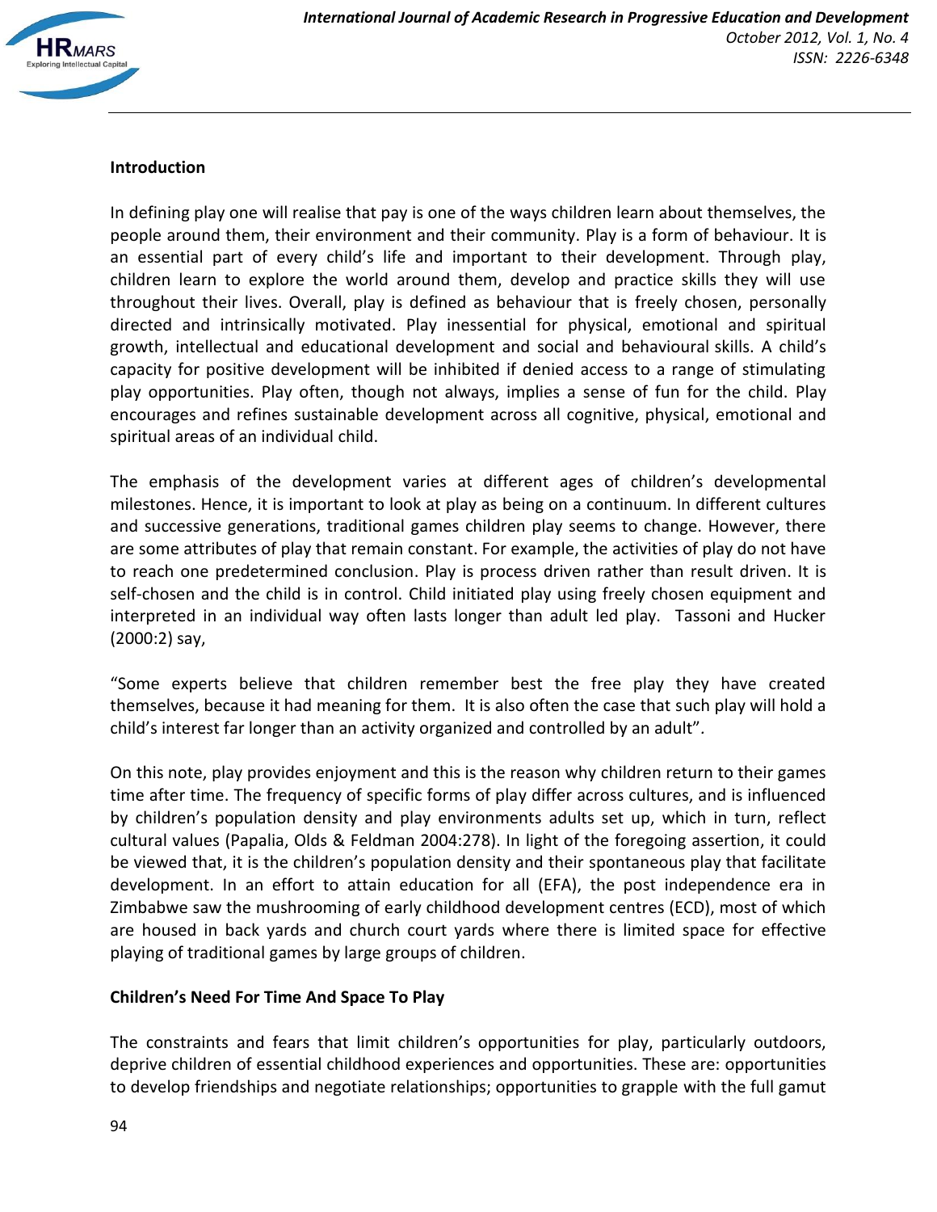## Introduction

In defining play one will realise that pay is one of the ways children learn about themselves, the people around them, their environment and their community. Play is a form of behaviour. It is an essential part of every child's life and important to their development. Through play, children learn to explore the world around them, develop and practice skills they will use throughout their lives. Overall, play is defined as behaviour that is freely chosen, personally directed and intrinsically motivated. Play inessential for physical, emotional and spiritual growth, intellectual and educational development and social and behavioural skills. A child's capacity for positive development will be inhibited if denied access to a range of stimulating play opportunities. Play often, though not always, implies a sense of fun for the child. Play encourages and refines sustainable development across all cognitive, physical, emotional and spiritual areas of an individual child.

The emphasis of the development varies at different ages of children's developmental milestones. Hence, it is important to look at play as being on a continuum. In different cultures and successive generations, traditional games children play seems to change. However, there are some attributes of play that remain constant. For example, the activities of play do not have to reach one predetermined conclusion. Play is process driven rather than result driven. It is self-chosen and the child is in control. Child initiated play using freely chosen equipment and interpreted in an individual way often lasts longer than adult led play. Tassoni and Hucker (2000:2) say,

"Some experts believe that children remember best the free play they have created themselves, because it had meaning for them. It is also often the case that such play will hold a child's interest far longer than an activity organized and controlled by an adult".

On this note, play provides enjoyment and this is the reason why children return to their games time after time. The frequency of specific forms of play differ across cultures, and is influenced by children's population density and play environments adults set up, which in turn, reflect cultural values (Papalia, Olds & Feldman 2004:278). In light of the foregoing assertion, it could be viewed that, it is the children's population density and their spontaneous play that facilitate development. In an effort to attain education for all (EFA), the post independence era in Zimbabwe saw the mushrooming of early childhood development centres (ECD), most of which are housed in back yards and church court yards where there is limited space for effective playing of traditional games by large groups of children.

## Children's Need For Time And Space To Play

The constraints and fears that limit children's opportunities for play, particularly outdoors, deprive children of essential childhood experiences and opportunities. These are: opportunities to develop friendships and negotiate relationships; opportunities to grapple with the full gamut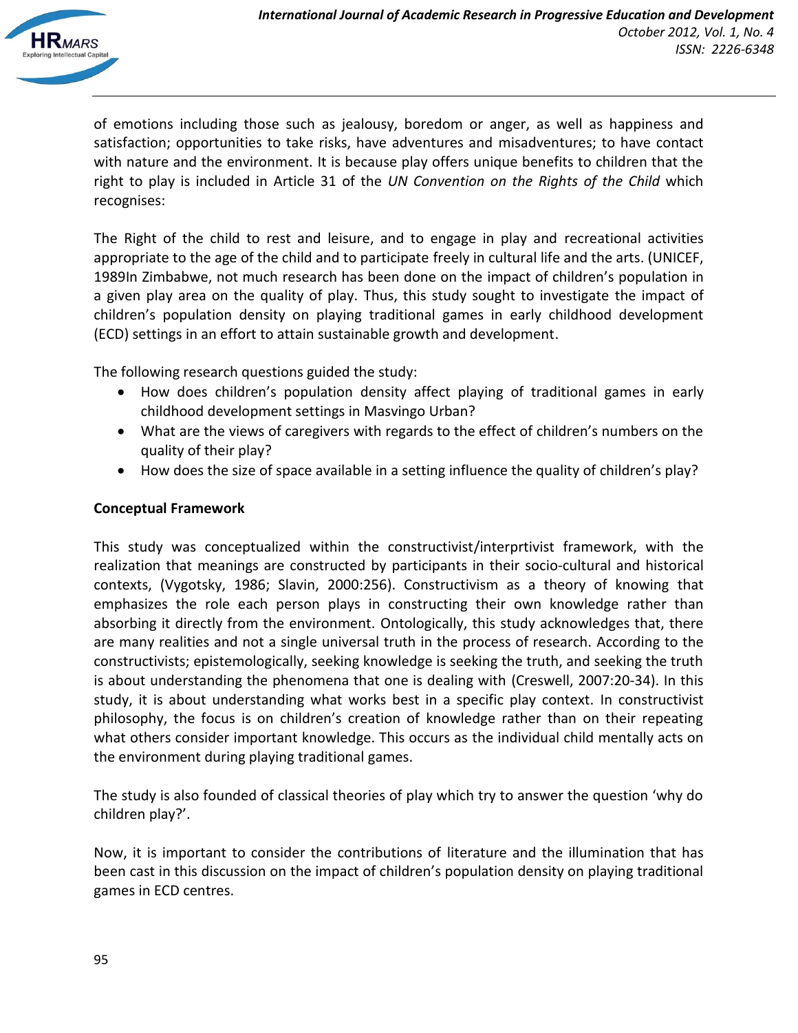of emotions including those such as jealousy, boredom or anger, as well as happiness and satisfaction; opportunities to take risks, have adventures and misadventures; to have contact with nature and the environment. It is because play offers unique benefits to children that the right to play is included in Article 31 of the *UN Convention on the Rights of the Child* which recognises:

The Right of the child to rest and leisure, and to engage in play and recreational activities appropriate to the age of the child and to participate freely in cultural life and the arts. (UNICEF, 1989In Zimbabwe, not much research has been done on the impact of children's population in a given play area on the quality of play. Thus, this study sought to investigate the impact of children's population density on playing traditional games in early childhood development (ECD) settings in an effort to attain sustainable growth and development.

The following research questions guided the study:

- How does children's population density affect playing of traditional games in early childhood development settings in Masvingo Urban?
- What are the views of caregivers with regards to the effect of children's numbers on the quality of their play?
- How does the size of space available in a setting influence the quality of children's play?

**Conceptual Framework**

This study was conceptualized within the constructivist/interprtivist framework, with the realization that meanings are constructed by participants in their socio-cultural and historical contexts, (Vygotsky, 1986; Slavin, 2000:256). Constructivism as a theory of knowing that emphasizes the role each person plays in constructing their own knowledge rather than absorbing it directly from the environment. Ontologically, this study acknowledges that, there are many realities and not a single universal truth in the process of research. According to the constructivists; epistemologically, seeking knowledge is seeking the truth, and seeking the truth is about understanding the phenomena that one is dealing with (Creswell, 2007:20-34). In this study, it is about understanding what works best in a specific play context. In constructivist philosophy, the focus is on children's creation of knowledge rather than on their repeating what others consider important knowledge. This occurs as the individual child mentally acts on the environment during playing traditional games.

The study is also founded of classical theories of play which try to answer the question 'why do children play?'.

Now, it is important to consider the contributions of literature and the illumination that has been cast in this discussion on the impact of children's population density on playing traditional games in ECD centres.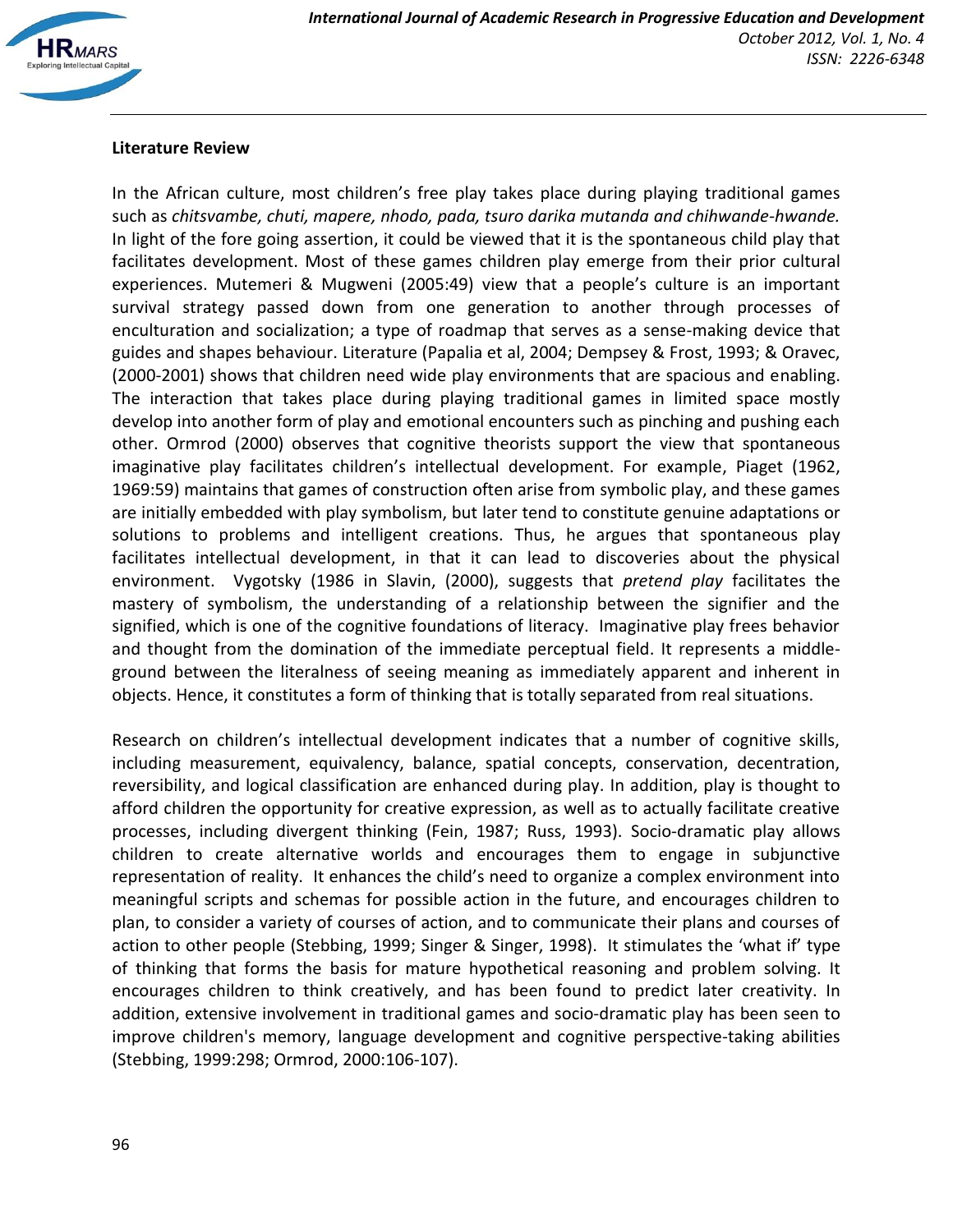## Literature Review

In the African culture, most children's free play takes place during playing traditional games such as *chitsvambe, chuti, mapere, nhodo, pada, tsuro darika mutanda and chihwande-hwande.* In light of the fore going assertion, it could be viewed that it is the spontaneous child play that facilitates development. Most of these games children play emerge from their prior cultural experiences. Mutemeri & Mugweni (2005:49) view that a people's culture is an important survival strategy passed down from one generation to another through processes of enculturation and socialization; a type of roadmap that serves as a sense-making device that guides and shapes behaviour. Literature (Papalia et al, 2004; Dempsey & Frost, 1993; & Oravec, (2000-2001) shows that children need wide play environments that are spacious and enabling. The interaction that takes place during playing traditional games in limited space mostly develop into another form of play and emotional encounters such as pinching and pushing each other. Ormrod (2000) observes that cognitive theorists support the view that spontaneous imaginative play facilitates children's intellectual development. For example, Piaget (1962, 1969:59) maintains that games of construction often arise from symbolic play, and these games are initially embedded with play symbolism, but later tend to constitute genuine adaptations or solutions to problems and intelligent creations. Thus, he argues that spontaneous play facilitates intellectual development, in that it can lead to discoveries about the physical environment. Vygotsky (1986 in Slavin, (2000), suggests that *pretend play* facilitates the mastery of symbolism, the understanding of a relationship between the signifier and the signified, which is one of the cognitive foundations of literacy. Imaginative play frees behavior and thought from the domination of the immediate perceptual field. It represents a middle-ground between the literalness of seeing meaning as immediately apparent and inherent in objects. Hence, it constitutes a form of thinking that is totally separated from real situations.

Research on children's intellectual development indicates that a number of cognitive skills, including measurement, equivalency, balance, spatial concepts, conservation, decentration, reversibility, and logical classification are enhanced during play. In addition, play is thought to afford children the opportunity for creative expression, as well as to actually facilitate creative processes, including divergent thinking (Fein, 1987; Russ, 1993). Socio-dramatic play allows children to create alternative worlds and encourages them to engage in subjunctive representation of reality. It enhances the child's need to organize a complex environment into meaningful scripts and schemas for possible action in the future, and encourages children to plan, to consider a variety of courses of action, and to communicate their plans and courses of action to other people (Stebbing, 1999; Singer & Singer, 1998). It stimulates the 'what if' type of thinking that forms the basis for mature hypothetical reasoning and problem solving. It encourages children to think creatively, and has been found to predict later creativity. In addition, extensive involvement in traditional games and socio-dramatic play has been seen to improve children's memory, language development and cognitive perspective-taking abilities (Stebbing, 1999:298; Ormrod, 2000:106-107).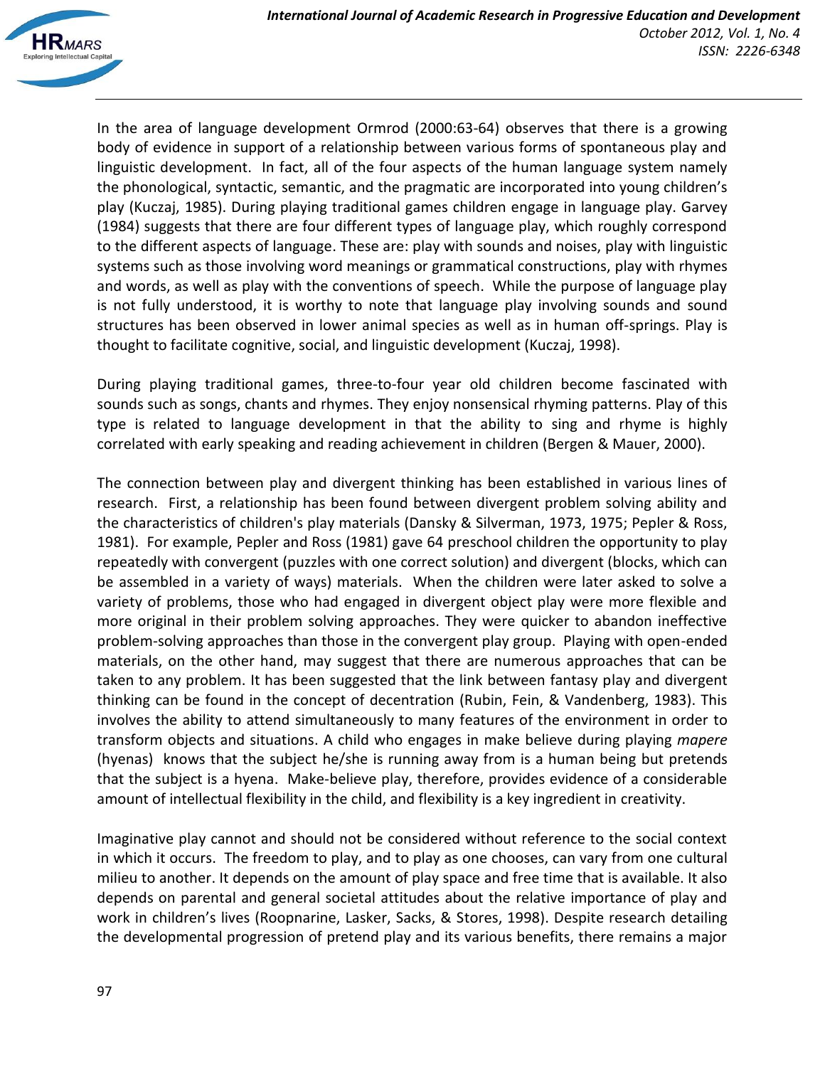In the area of language development Ormrod (2000:63-64) observes that there is a growing body of evidence in support of a relationship between various forms of spontaneous play and linguistic development. In fact, all of the four aspects of the human language system namely the phonological, syntactic, semantic, and the pragmatic are incorporated into young children's play (Kuczaj, 1985). During playing traditional games children engage in language play. Garvey (1984) suggests that there are four different types of language play, which roughly correspond to the different aspects of language. These are: play with sounds and noises, play with linguistic systems such as those involving word meanings or grammatical constructions, play with rhymes and words, as well as play with the conventions of speech. While the purpose of language play is not fully understood, it is worthy to note that language play involving sounds and sound structures has been observed in lower animal species as well as in human off-springs. Play is thought to facilitate cognitive, social, and linguistic development (Kuczaj, 1998).

During playing traditional games, three-to-four year old children become fascinated with sounds such as songs, chants and rhymes. They enjoy nonsensical rhyming patterns. Play of this type is related to language development in that the ability to sing and rhyme is highly correlated with early speaking and reading achievement in children (Bergen & Mauer, 2000).

The connection between play and divergent thinking has been established in various lines of research. First, a relationship has been found between divergent problem solving ability and the characteristics of children's play materials (Dansky & Silverman, 1973, 1975; Pepler & Ross, 1981). For example, Pepler and Ross (1981) gave 64 preschool children the opportunity to play repeatedly with convergent (puzzles with one correct solution) and divergent (blocks, which can be assembled in a variety of ways) materials. When the children were later asked to solve a variety of problems, those who had engaged in divergent object play were more flexible and more original in their problem solving approaches. They were quicker to abandon ineffective problem-solving approaches than those in the convergent play group. Playing with open-ended materials, on the other hand, may suggest that there are numerous approaches that can be taken to any problem. It has been suggested that the link between fantasy play and divergent thinking can be found in the concept of decentration (Rubin, Fein, & Vandenberg, 1983). This involves the ability to attend simultaneously to many features of the environment in order to transform objects and situations. A child who engages in make believe during playing *mapere* (hyenas) knows that the subject he/she is running away from is a human being but pretends that the subject is a hyena. Make-believe play, therefore, provides evidence of a considerable amount of intellectual flexibility in the child, and flexibility is a key ingredient in creativity.

Imaginative play cannot and should not be considered without reference to the social context in which it occurs. The freedom to play, and to play as one chooses, can vary from one cultural milieu to another. It depends on the amount of play space and free time that is available. It also depends on parental and general societal attitudes about the relative importance of play and work in children's lives (Roopnarine, Lasker, Sacks, & Stores, 1998). Despite research detailing the developmental progression of pretend play and its various benefits, there remains a major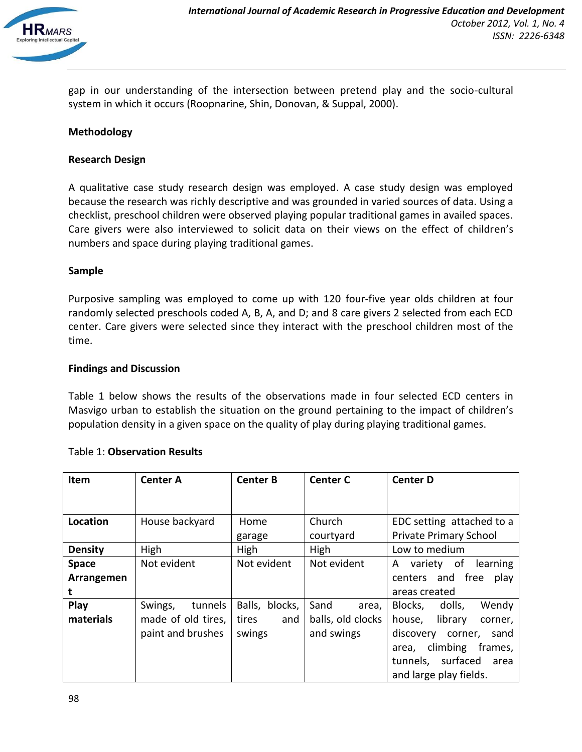gap in our understanding of the intersection between pretend play and the socio-cultural system in which it occurs (Roopnarine, Shin, Donovan, & Suppal, 2000).

## Methodology

### Research Design

A qualitative case study research design was employed. A case study design was employed because the research was richly descriptive and was grounded in varied sources of data. Using a checklist, preschool children were observed playing popular traditional games in availed spaces. Care givers were also interviewed to solicit data on their views on the effect of children's numbers and space during playing traditional games.

### Sample

Purposive sampling was employed to come up with 120 four-five year olds children at four randomly selected preschools coded A, B, A, and D; and 8 care givers 2 selected from each ECD center. Care givers were selected since they interact with the preschool children most of the time.

## Findings and Discussion

Table 1 below shows the results of the observations made in four selected ECD centers in Masvigo urban to establish the situation on the ground pertaining to the impact of children's population density in a given space on the quality of play during playing traditional games.

Table 1: **Observation Results**

| Item | Center A | Center B | Center C | Center D |
|---|---|---|---|---|
| **Location** | House backyard | Home garage | Church courtyard | EDC setting attached to a Private Primary School |
| **Density** | High | High | High | Low to medium |
| **Space Arrangement** | Not evident | Not evident | Not evident | A variety of learning centers and free play areas created |
| **Play materials** | Swings, tunnels made of old tires, paint and brushes | Balls, blocks, tires and swings | Sand area, balls, old clocks and swings | Blocks, dolls, Wendy house, library corner, discovery corner, sand area, climbing frames, tunnels, surfaced area and large play fields. |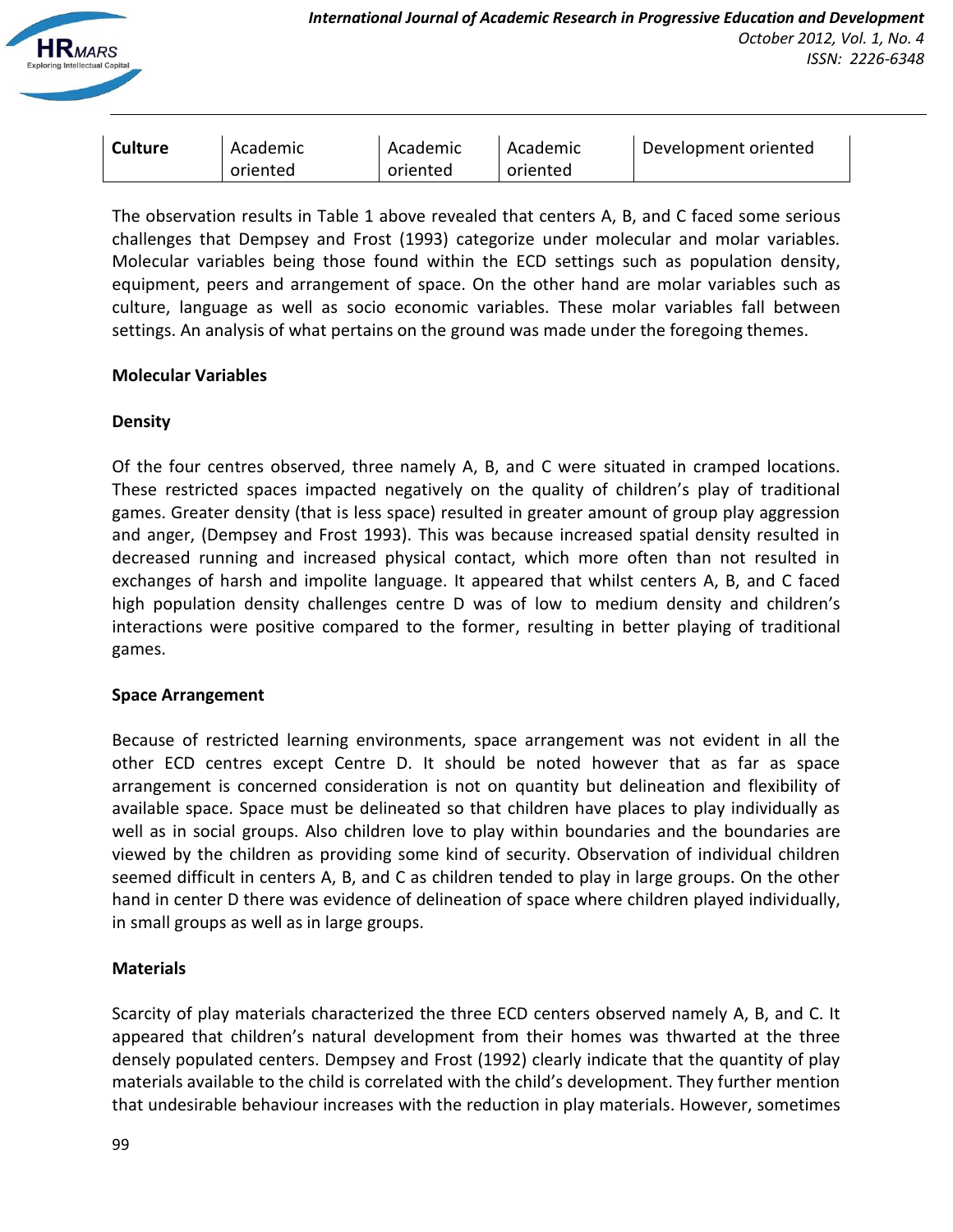| Culture | Academic oriented | Academic oriented | Academic oriented | Development oriented |
|---|---|---|---|---|

The observation results in Table 1 above revealed that centers A, B, and C faced some serious challenges that Dempsey and Frost (1993) categorize under molecular and molar variables. Molecular variables being those found within the ECD settings such as population density, equipment, peers and arrangement of space. On the other hand are molar variables such as culture, language as well as socio economic variables. These molar variables fall between settings. An analysis of what pertains on the ground was made under the foregoing themes.

**Molecular Variables**

**Density**

Of the four centres observed, three namely A, B, and C were situated in cramped locations. These restricted spaces impacted negatively on the quality of children's play of traditional games. Greater density (that is less space) resulted in greater amount of group play aggression and anger, (Dempsey and Frost 1993). This was because increased spatial density resulted in decreased running and increased physical contact, which more often than not resulted in exchanges of harsh and impolite language. It appeared that whilst centers A, B, and C faced high population density challenges centre D was of low to medium density and children's interactions were positive compared to the former, resulting in better playing of traditional games.

**Space Arrangement**

Because of restricted learning environments, space arrangement was not evident in all the other ECD centres except Centre D. It should be noted however that as far as space arrangement is concerned consideration is not on quantity but delineation and flexibility of available space. Space must be delineated so that children have places to play individually as well as in social groups. Also children love to play within boundaries and the boundaries are viewed by the children as providing some kind of security. Observation of individual children seemed difficult in centers A, B, and C as children tended to play in large groups. On the other hand in center D there was evidence of delineation of space where children played individually, in small groups as well as in large groups.

**Materials**

Scarcity of play materials characterized the three ECD centers observed namely A, B, and C. It appeared that children's natural development from their homes was thwarted at the three densely populated centers. Dempsey and Frost (1992) clearly indicate that the quantity of play materials available to the child is correlated with the child's development. They further mention that undesirable behaviour increases with the reduction in play materials. However, sometimes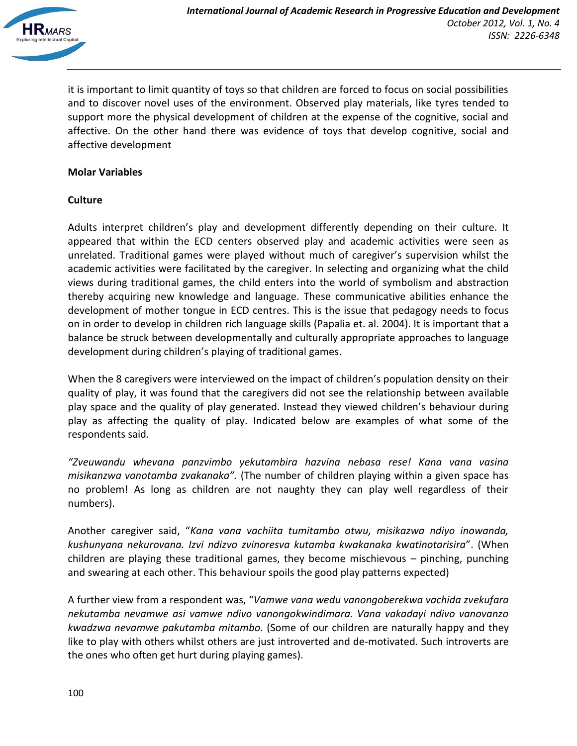it is important to limit quantity of toys so that children are forced to focus on social possibilities and to discover novel uses of the environment. Observed play materials, like tyres tended to support more the physical development of children at the expense of the cognitive, social and affective. On the other hand there was evidence of toys that develop cognitive, social and affective development

**Molar Variables**

**Culture**

Adults interpret children's play and development differently depending on their culture. It appeared that within the ECD centers observed play and academic activities were seen as unrelated. Traditional games were played without much of caregiver's supervision whilst the academic activities were facilitated by the caregiver. In selecting and organizing what the child views during traditional games, the child enters into the world of symbolism and abstraction thereby acquiring new knowledge and language. These communicative abilities enhance the development of mother tongue in ECD centres. This is the issue that pedagogy needs to focus on in order to develop in children rich language skills (Papalia et. al. 2004). It is important that a balance be struck between developmentally and culturally appropriate approaches to language development during children's playing of traditional games.

When the 8 caregivers were interviewed on the impact of children's population density on their quality of play, it was found that the caregivers did not see the relationship between available play space and the quality of play generated. Instead they viewed children's behaviour during play as affecting the quality of play. Indicated below are examples of what some of the respondents said.

*"Zveuwandu whevana panzvimbo yekutambira hazvina nebasa rese! Kana vana vasina misikanzwa vanotamba zvakanaka".* (The number of children playing within a given space has no problem! As long as children are not naughty they can play well regardless of their numbers).

Another caregiver said, "*Kana vana vachiita tumitambo otwu, misikazwa ndiyo inowanda, kushunyana nekurovana. Izvi ndizvo zvinoresva kutamba kwakanaka kwatinotarisira*". (When children are playing these traditional games, they become mischievous – pinching, punching and swearing at each other. This behaviour spoils the good play patterns expected)

A further view from a respondent was, "*Vamwe vana wedu vanongoberekwa vachida zvekufara nekutamba nevamwe asi vamwe ndivo vanongokwindimara. Vana vakadayi ndivo vanovanzo kwadzwa nevamwe pakutamba mitambo.* (Some of our children are naturally happy and they like to play with others whilst others are just introverted and de-motivated. Such introverts are the ones who often get hurt during playing games).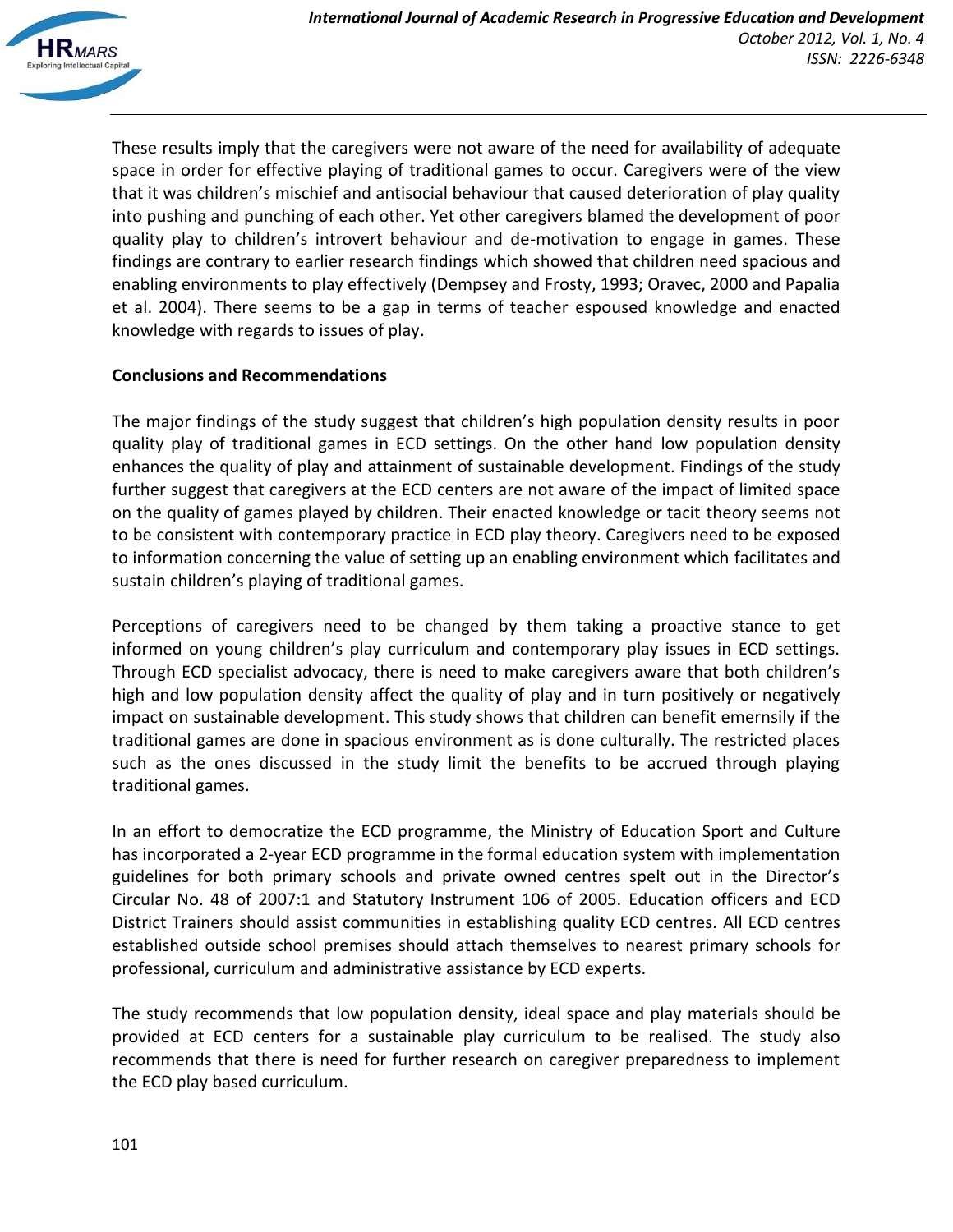These results imply that the caregivers were not aware of the need for availability of adequate space in order for effective playing of traditional games to occur. Caregivers were of the view that it was children's mischief and antisocial behaviour that caused deterioration of play quality into pushing and punching of each other. Yet other caregivers blamed the development of poor quality play to children's introvert behaviour and de-motivation to engage in games. These findings are contrary to earlier research findings which showed that children need spacious and enabling environments to play effectively (Dempsey and Frosty, 1993; Oravec, 2000 and Papalia et al. 2004). There seems to be a gap in terms of teacher espoused knowledge and enacted knowledge with regards to issues of play.

**Conclusions and Recommendations**

The major findings of the study suggest that children's high population density results in poor quality play of traditional games in ECD settings. On the other hand low population density enhances the quality of play and attainment of sustainable development. Findings of the study further suggest that caregivers at the ECD centers are not aware of the impact of limited space on the quality of games played by children. Their enacted knowledge or tacit theory seems not to be consistent with contemporary practice in ECD play theory. Caregivers need to be exposed to information concerning the value of setting up an enabling environment which facilitates and sustain children's playing of traditional games.

Perceptions of caregivers need to be changed by them taking a proactive stance to get informed on young children's play curriculum and contemporary play issues in ECD settings. Through ECD specialist advocacy, there is need to make caregivers aware that both children's high and low population density affect the quality of play and in turn positively or negatively impact on sustainable development. This study shows that children can benefit emernsily if the traditional games are done in spacious environment as is done culturally. The restricted places such as the ones discussed in the study limit the benefits to be accrued through playing traditional games.

In an effort to democratize the ECD programme, the Ministry of Education Sport and Culture has incorporated a 2-year ECD programme in the formal education system with implementation guidelines for both primary schools and private owned centres spelt out in the Director's Circular No. 48 of 2007:1 and Statutory Instrument 106 of 2005. Education officers and ECD District Trainers should assist communities in establishing quality ECD centres. All ECD centres established outside school premises should attach themselves to nearest primary schools for professional, curriculum and administrative assistance by ECD experts.

The study recommends that low population density, ideal space and play materials should be provided at ECD centers for a sustainable play curriculum to be realised. The study also recommends that there is need for further research on caregiver preparedness to implement the ECD play based curriculum.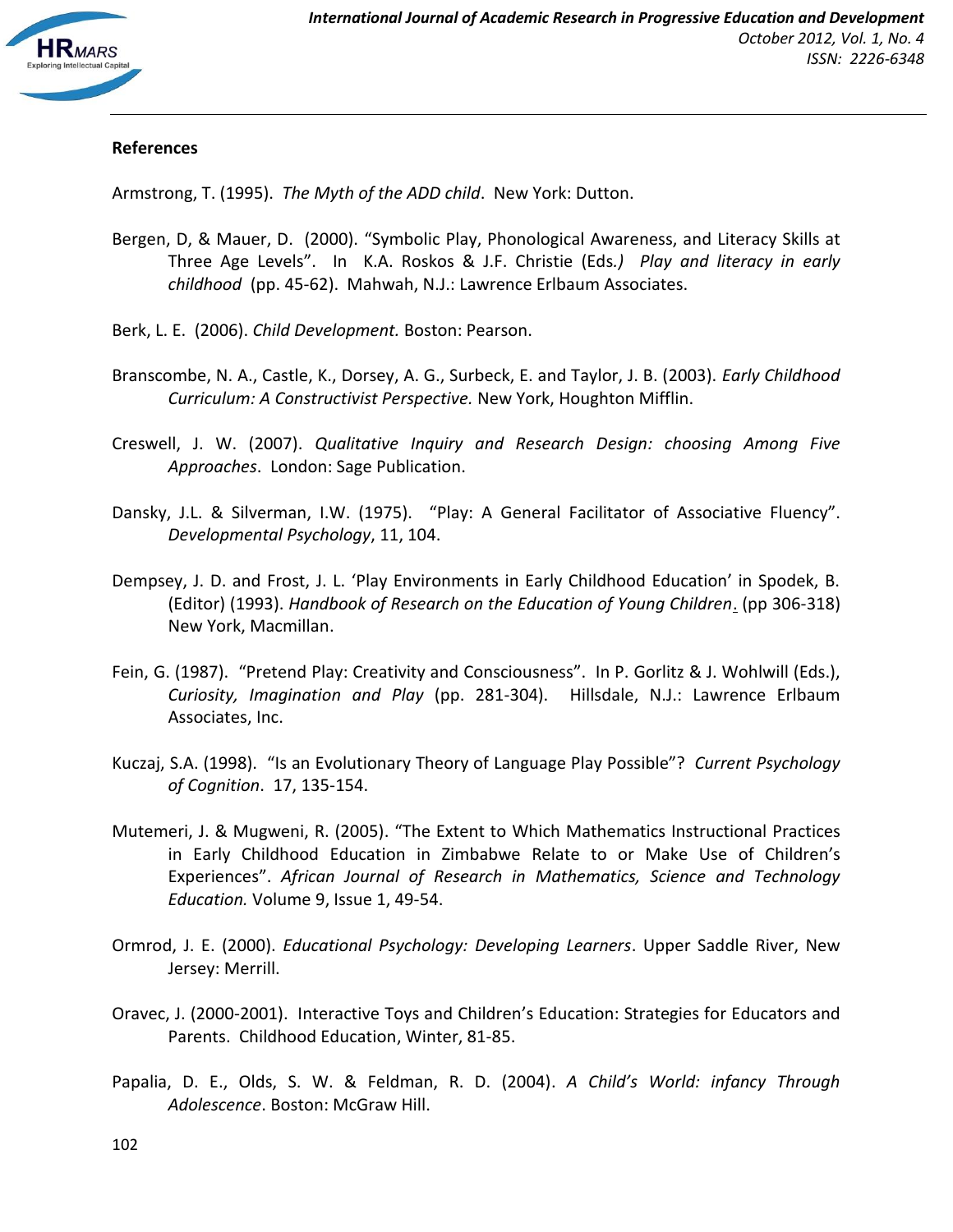## References

Armstrong, T. (1995). *The Myth of the ADD child*. New York: Dutton.

Bergen, D, & Mauer, D. (2000). "Symbolic Play, Phonological Awareness, and Literacy Skills at Three Age Levels". In K.A. Roskos & J.F. Christie (Eds.) *Play and literacy in early childhood* (pp. 45-62). Mahwah, N.J.: Lawrence Erlbaum Associates.

Berk, L. E. (2006). *Child Development.* Boston: Pearson.

Branscombe, N. A., Castle, K., Dorsey, A. G., Surbeck, E. and Taylor, J. B. (2003). *Early Childhood Curriculum: A Constructivist Perspective.* New York, Houghton Mifflin.

Creswell, J. W. (2007). *Qualitative Inquiry and Research Design: choosing Among Five Approaches*. London: Sage Publication.

Dansky, J.L. & Silverman, I.W. (1975). "Play: A General Facilitator of Associative Fluency". *Developmental Psychology*, 11, 104.

Dempsey, J. D. and Frost, J. L. 'Play Environments in Early Childhood Education' in Spodek, B. (Editor) (1993). *Handbook of Research on the Education of Young Children*. (pp 306-318) New York, Macmillan.

Fein, G. (1987). "Pretend Play: Creativity and Consciousness". In P. Gorlitz & J. Wohlwill (Eds.), *Curiosity, Imagination and Play* (pp. 281-304). Hillsdale, N.J.: Lawrence Erlbaum Associates, Inc.

Kuczaj, S.A. (1998). "Is an Evolutionary Theory of Language Play Possible"? *Current Psychology of Cognition*. 17, 135-154.

Mutemeri, J. & Mugweni, R. (2005). "The Extent to Which Mathematics Instructional Practices in Early Childhood Education in Zimbabwe Relate to or Make Use of Children's Experiences". *African Journal of Research in Mathematics, Science and Technology Education.* Volume 9, Issue 1, 49-54.

Ormrod, J. E. (2000). *Educational Psychology: Developing Learners*. Upper Saddle River, New Jersey: Merrill.

Oravec, J. (2000-2001). Interactive Toys and Children's Education: Strategies for Educators and Parents. Childhood Education, Winter, 81-85.

Papalia, D. E., Olds, S. W. & Feldman, R. D. (2004). *A Child's World: infancy Through Adolescence*. Boston: McGraw Hill.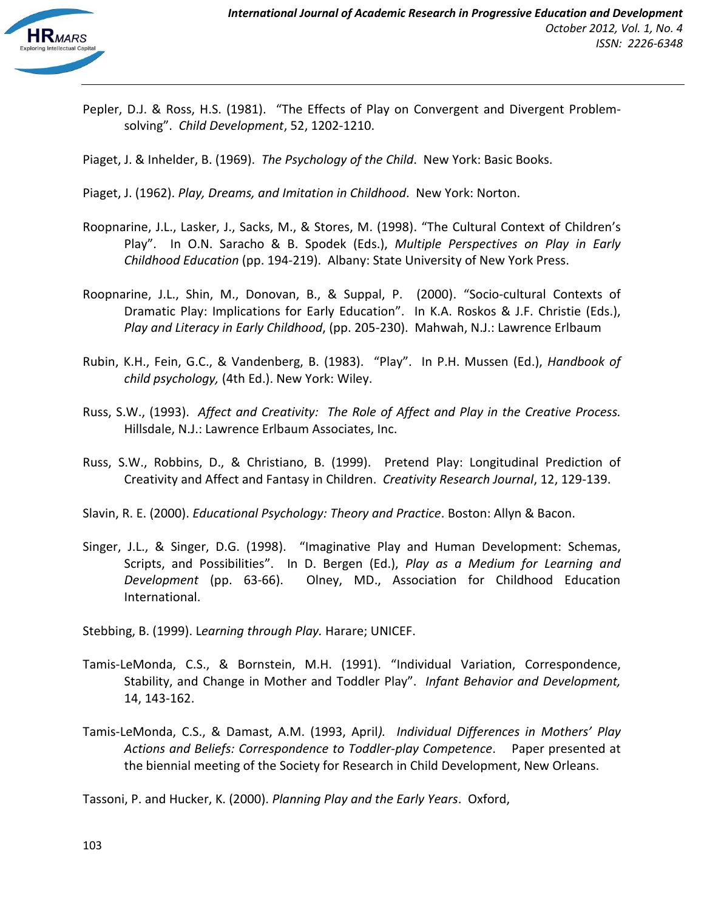Pepler, D.J. & Ross, H.S. (1981). "The Effects of Play on Convergent and Divergent Problem-solving". *Child Development*, 52, 1202-1210.

Piaget, J. & Inhelder, B. (1969). *The Psychology of the Child*. New York: Basic Books.

Piaget, J. (1962). *Play, Dreams, and Imitation in Childhood*. New York: Norton.

Roopnarine, J.L., Lasker, J., Sacks, M., & Stores, M. (1998). "The Cultural Context of Children's Play". In O.N. Saracho & B. Spodek (Eds.), *Multiple Perspectives on Play in Early Childhood Education* (pp. 194-219). Albany: State University of New York Press.

Roopnarine, J.L., Shin, M., Donovan, B., & Suppal, P. (2000). "Socio-cultural Contexts of Dramatic Play: Implications for Early Education". In K.A. Roskos & J.F. Christie (Eds.), *Play and Literacy in Early Childhood*, (pp. 205-230). Mahwah, N.J.: Lawrence Erlbaum

Rubin, K.H., Fein, G.C., & Vandenberg, B. (1983). "Play". In P.H. Mussen (Ed.), *Handbook of child psychology,* (4th Ed.). New York: Wiley.

Russ, S.W., (1993). *Affect and Creativity: The Role of Affect and Play in the Creative Process.* Hillsdale, N.J.: Lawrence Erlbaum Associates, Inc.

Russ, S.W., Robbins, D., & Christiano, B. (1999). Pretend Play: Longitudinal Prediction of Creativity and Affect and Fantasy in Children. *Creativity Research Journal*, 12, 129-139.

Slavin, R. E. (2000). *Educational Psychology: Theory and Practice*. Boston: Allyn & Bacon.

Singer, J.L., & Singer, D.G. (1998). "Imaginative Play and Human Development: Schemas, Scripts, and Possibilities". In D. Bergen (Ed.), *Play as a Medium for Learning and Development* (pp. 63-66). Olney, MD., Association for Childhood Education International.

Stebbing, B. (1999). L*earning through Play.* Harare; UNICEF.

Tamis-LeMonda, C.S., & Bornstein, M.H. (1991). "Individual Variation, Correspondence, Stability, and Change in Mother and Toddler Play". *Infant Behavior and Development,* 14, 143-162.

Tamis-LeMonda, C.S., & Damast, A.M. (1993, April*). Individual Differences in Mothers' Play Actions and Beliefs: Correspondence to Toddler-play Competence*. Paper presented at the biennial meeting of the Society for Research in Child Development, New Orleans.

Tassoni, P. and Hucker, K. (2000). *Planning Play and the Early Years*. Oxford,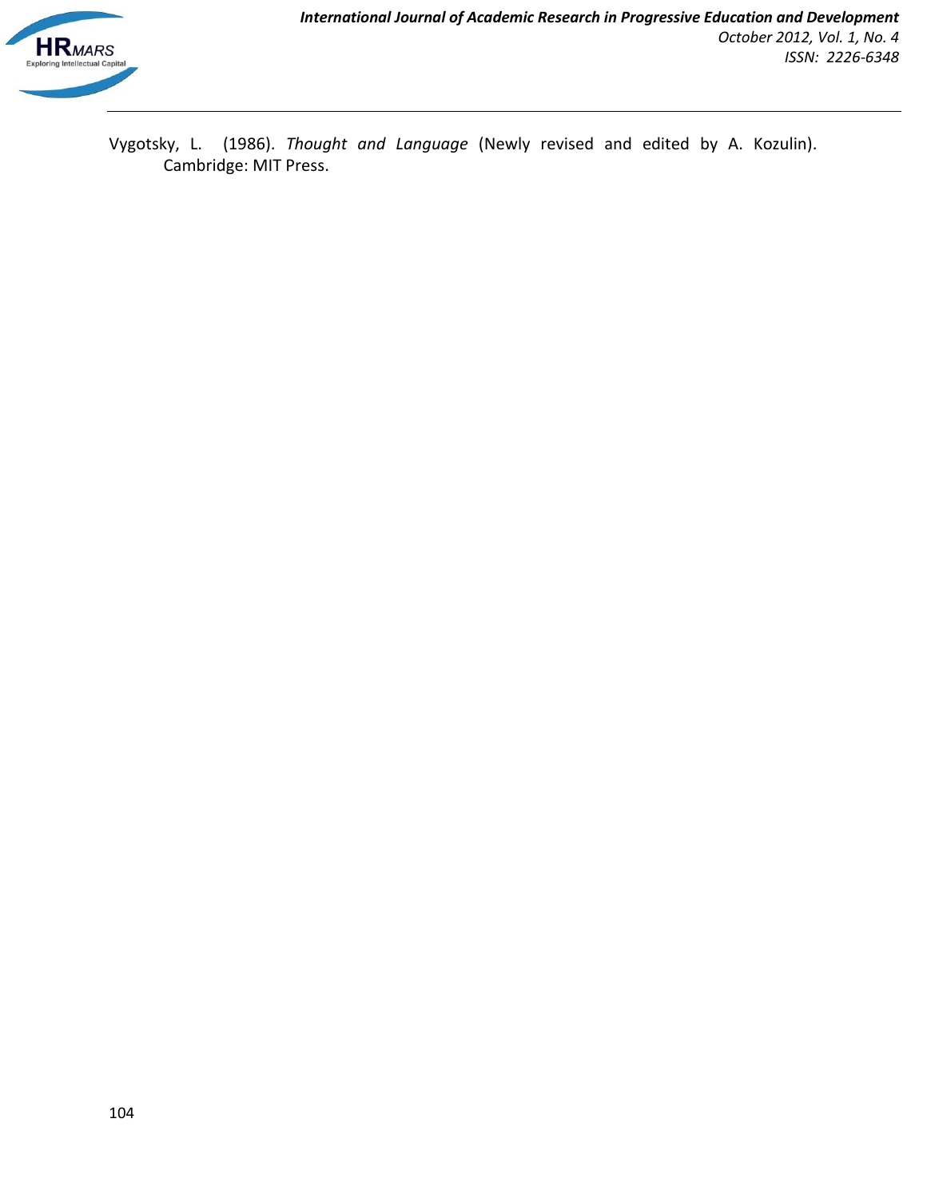Vygotsky, L. (1986). *Thought and Language* (Newly revised and edited by A. Kozulin). Cambridge: MIT Press.